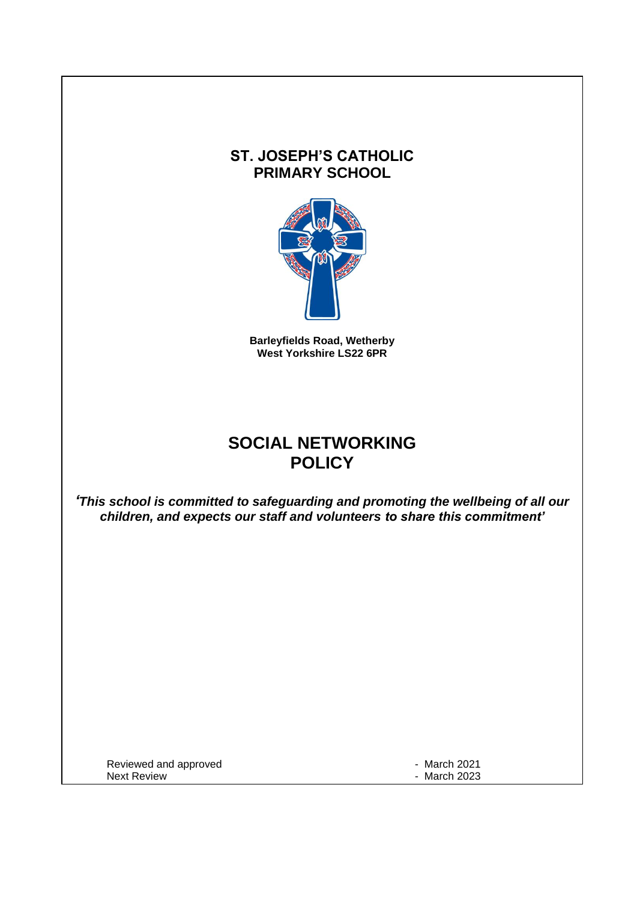# ST. JOSEPH'S CATHOLIC PRIMARY SCHOOL

**Barleyfields Road, Wetherby**
**West Yorkshire LS22 6PR**

# SOCIAL NETWORKING POLICY

***'This school is committed to safeguarding and promoting the wellbeing of all our children, and expects our staff and volunteers to share this commitment'***

| | |
|---|---|
| Reviewed and approved | - March 2021 |
| Next Review | - March 2023 |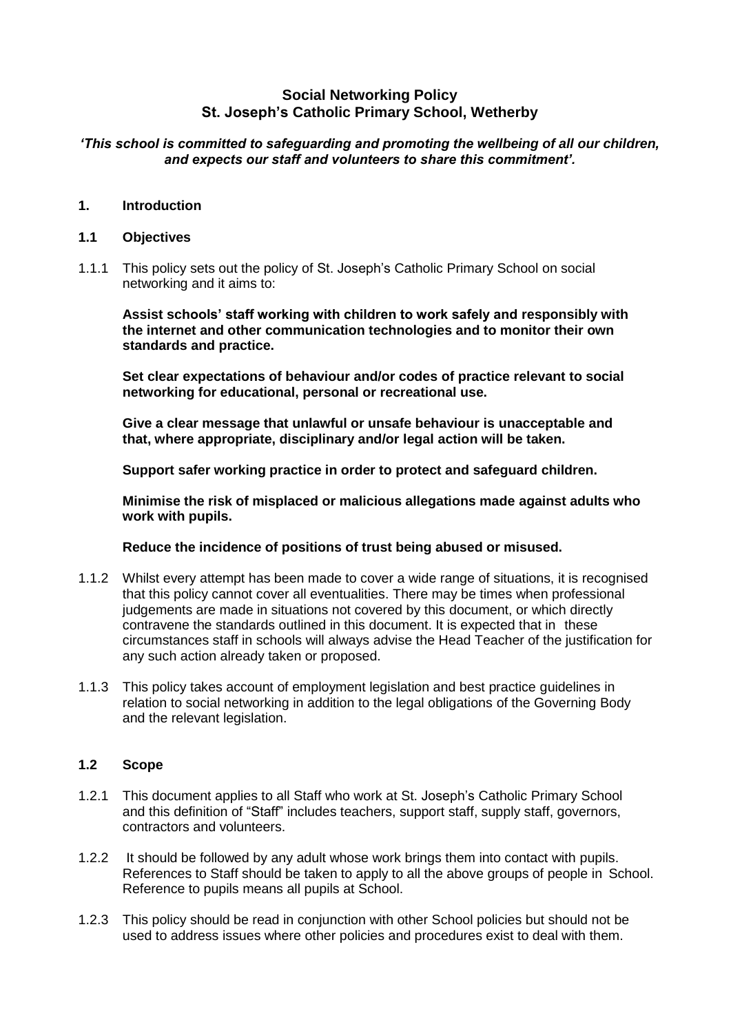# Social Networking Policy
# St. Joseph's Catholic Primary School, Wetherby

***'This school is committed to safeguarding and promoting the wellbeing of all our children, and expects our staff and volunteers to share this commitment'.***

## 1. Introduction

### 1.1 Objectives

1.1.1 This policy sets out the policy of St. Joseph's Catholic Primary School on social networking and it aims to:

**Assist schools' staff working with children to work safely and responsibly with the internet and other communication technologies and to monitor their own standards and practice.**

**Set clear expectations of behaviour and/or codes of practice relevant to social networking for educational, personal or recreational use.**

**Give a clear message that unlawful or unsafe behaviour is unacceptable and that, where appropriate, disciplinary and/or legal action will be taken.**

**Support safer working practice in order to protect and safeguard children.**

**Minimise the risk of misplaced or malicious allegations made against adults who work with pupils.**

**Reduce the incidence of positions of trust being abused or misused.**

1.1.2 Whilst every attempt has been made to cover a wide range of situations, it is recognised that this policy cannot cover all eventualities. There may be times when professional judgements are made in situations not covered by this document, or which directly contravene the standards outlined in this document. It is expected that in these circumstances staff in schools will always advise the Head Teacher of the justification for any such action already taken or proposed.

1.1.3 This policy takes account of employment legislation and best practice guidelines in relation to social networking in addition to the legal obligations of the Governing Body and the relevant legislation.

### 1.2 Scope

1.2.1 This document applies to all Staff who work at St. Joseph's Catholic Primary School and this definition of "Staff" includes teachers, support staff, supply staff, governors, contractors and volunteers.

1.2.2 It should be followed by any adult whose work brings them into contact with pupils. References to Staff should be taken to apply to all the above groups of people in School. Reference to pupils means all pupils at School.

1.2.3 This policy should be read in conjunction with other School policies but should not be used to address issues where other policies and procedures exist to deal with them.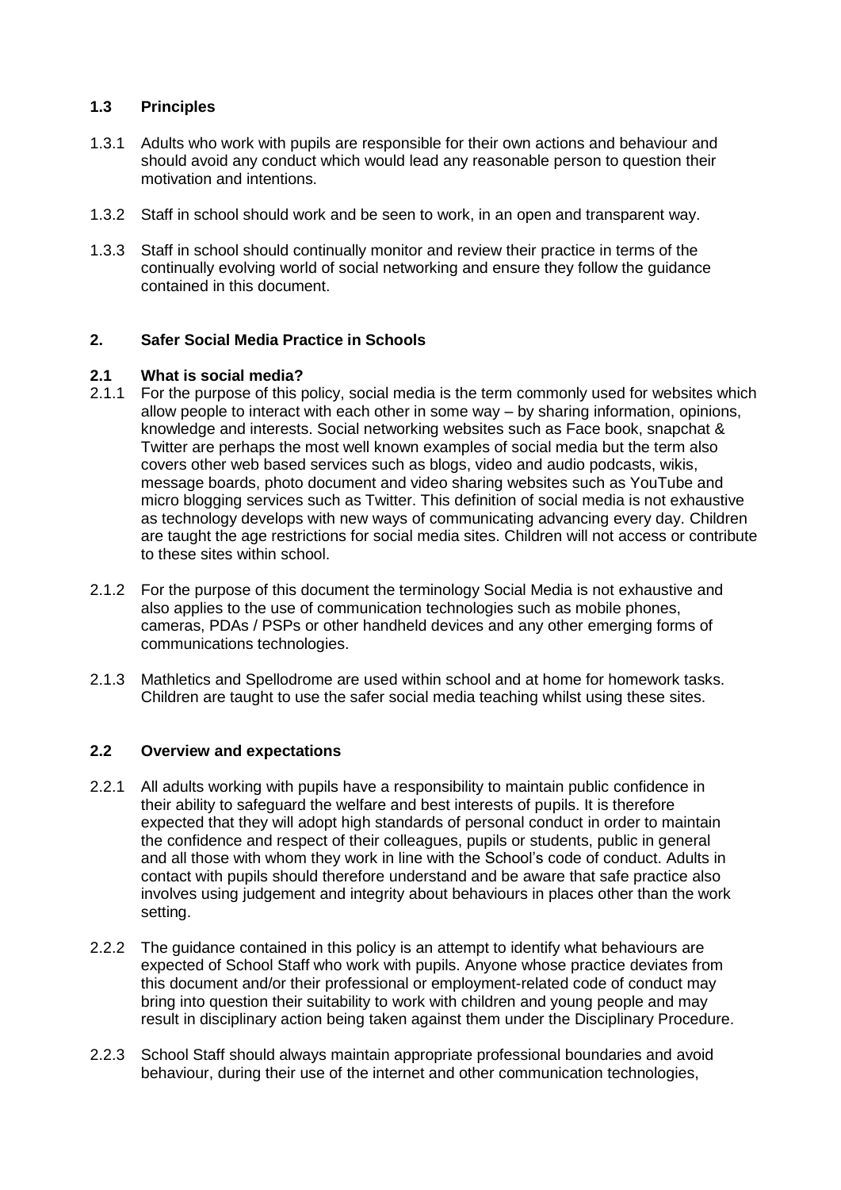### 1.3 Principles

1.3.1 Adults who work with pupils are responsible for their own actions and behaviour and should avoid any conduct which would lead any reasonable person to question their motivation and intentions.

1.3.2 Staff in school should work and be seen to work, in an open and transparent way.

1.3.3 Staff in school should continually monitor and review their practice in terms of the continually evolving world of social networking and ensure they follow the guidance contained in this document.

## 2. Safer Social Media Practice in Schools

### 2.1 What is social media?

2.1.1 For the purpose of this policy, social media is the term commonly used for websites which allow people to interact with each other in some way – by sharing information, opinions, knowledge and interests. Social networking websites such as Face book, snapchat & Twitter are perhaps the most well known examples of social media but the term also covers other web based services such as blogs, video and audio podcasts, wikis, message boards, photo document and video sharing websites such as YouTube and micro blogging services such as Twitter. This definition of social media is not exhaustive as technology develops with new ways of communicating advancing every day. Children are taught the age restrictions for social media sites. Children will not access or contribute to these sites within school.

2.1.2 For the purpose of this document the terminology Social Media is not exhaustive and also applies to the use of communication technologies such as mobile phones, cameras, PDAs / PSPs or other handheld devices and any other emerging forms of communications technologies.

2.1.3 Mathletics and Spellodrome are used within school and at home for homework tasks. Children are taught to use the safer social media teaching whilst using these sites.

### 2.2 Overview and expectations

2.2.1 All adults working with pupils have a responsibility to maintain public confidence in their ability to safeguard the welfare and best interests of pupils. It is therefore expected that they will adopt high standards of personal conduct in order to maintain the confidence and respect of their colleagues, pupils or students, public in general and all those with whom they work in line with the School's code of conduct. Adults in contact with pupils should therefore understand and be aware that safe practice also involves using judgement and integrity about behaviours in places other than the work setting.

2.2.2 The guidance contained in this policy is an attempt to identify what behaviours are expected of School Staff who work with pupils. Anyone whose practice deviates from this document and/or their professional or employment-related code of conduct may bring into question their suitability to work with children and young people and may result in disciplinary action being taken against them under the Disciplinary Procedure.

2.2.3 School Staff should always maintain appropriate professional boundaries and avoid behaviour, during their use of the internet and other communication technologies,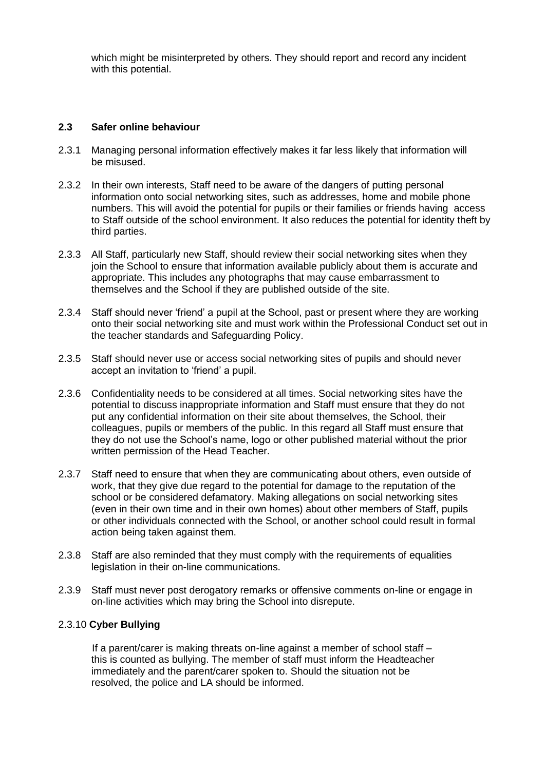which might be misinterpreted by others. They should report and record any incident with this potential.

### 2.3 Safer online behaviour

2.3.1 Managing personal information effectively makes it far less likely that information will be misused.

2.3.2 In their own interests, Staff need to be aware of the dangers of putting personal information onto social networking sites, such as addresses, home and mobile phone numbers. This will avoid the potential for pupils or their families or friends having access to Staff outside of the school environment. It also reduces the potential for identity theft by third parties.

2.3.3 All Staff, particularly new Staff, should review their social networking sites when they join the School to ensure that information available publicly about them is accurate and appropriate. This includes any photographs that may cause embarrassment to themselves and the School if they are published outside of the site.

2.3.4 Staff should never 'friend' a pupil at the School, past or present where they are working onto their social networking site and must work within the Professional Conduct set out in the teacher standards and Safeguarding Policy.

2.3.5 Staff should never use or access social networking sites of pupils and should never accept an invitation to 'friend' a pupil.

2.3.6 Confidentiality needs to be considered at all times. Social networking sites have the potential to discuss inappropriate information and Staff must ensure that they do not put any confidential information on their site about themselves, the School, their colleagues, pupils or members of the public. In this regard all Staff must ensure that they do not use the School's name, logo or other published material without the prior written permission of the Head Teacher.

2.3.7 Staff need to ensure that when they are communicating about others, even outside of work, that they give due regard to the potential for damage to the reputation of the school or be considered defamatory. Making allegations on social networking sites (even in their own time and in their own homes) about other members of Staff, pupils or other individuals connected with the School, or another school could result in formal action being taken against them.

2.3.8 Staff are also reminded that they must comply with the requirements of equalities legislation in their on-line communications.

2.3.9 Staff must never post derogatory remarks or offensive comments on-line or engage in on-line activities which may bring the School into disrepute.

2.3.10 **Cyber Bullying**

If a parent/carer is making threats on-line against a member of school staff – this is counted as bullying. The member of staff must inform the Headteacher immediately and the parent/carer spoken to. Should the situation not be resolved, the police and LA should be informed.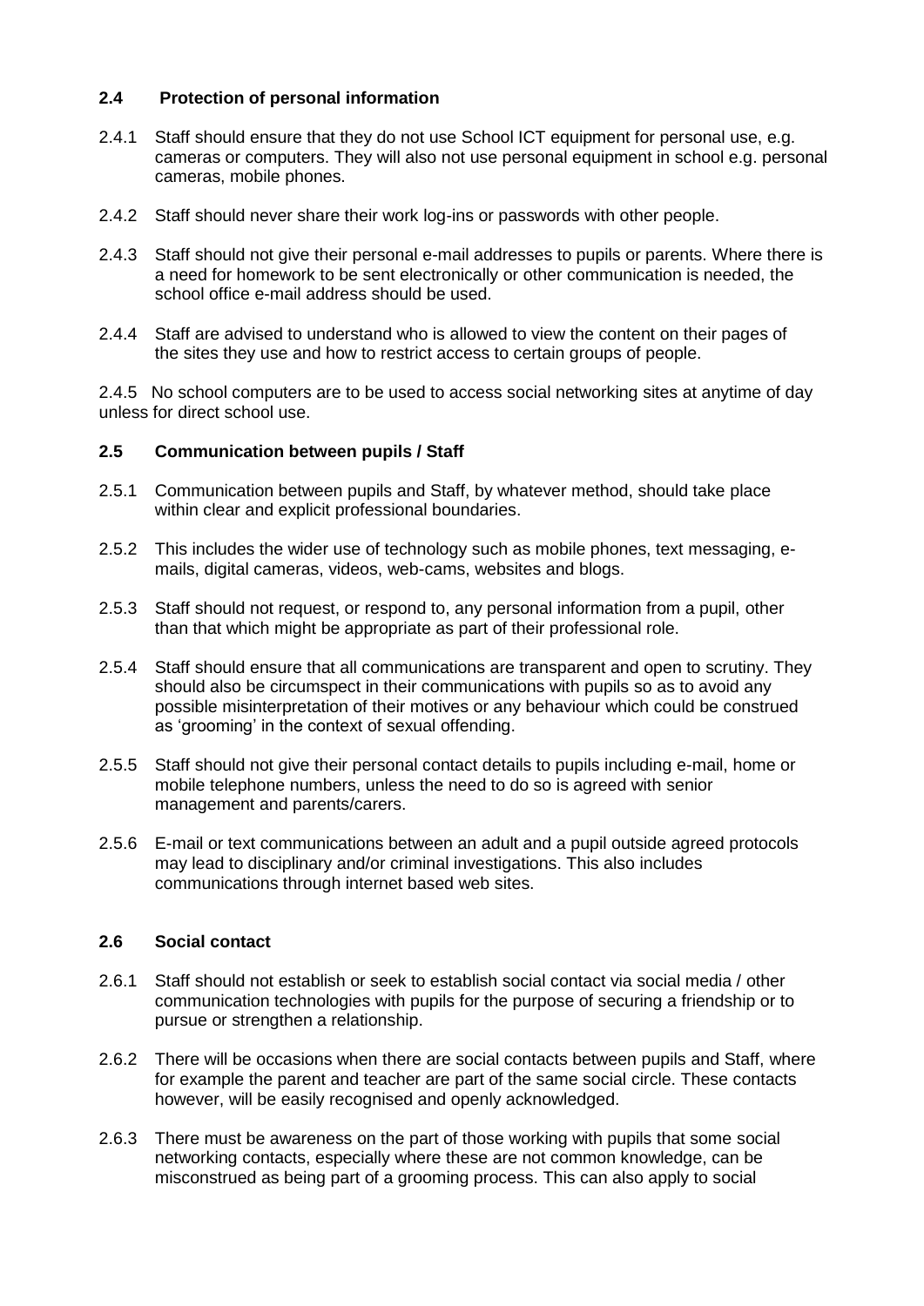### 2.4 Protection of personal information

2.4.1 Staff should ensure that they do not use School ICT equipment for personal use, e.g. cameras or computers. They will also not use personal equipment in school e.g. personal cameras, mobile phones.

2.4.2 Staff should never share their work log-ins or passwords with other people.

2.4.3 Staff should not give their personal e-mail addresses to pupils or parents. Where there is a need for homework to be sent electronically or other communication is needed, the school office e-mail address should be used.

2.4.4 Staff are advised to understand who is allowed to view the content on their pages of the sites they use and how to restrict access to certain groups of people.

2.4.5 No school computers are to be used to access social networking sites at anytime of day unless for direct school use.

### 2.5 Communication between pupils / Staff

2.5.1 Communication between pupils and Staff, by whatever method, should take place within clear and explicit professional boundaries.

2.5.2 This includes the wider use of technology such as mobile phones, text messaging, e-mails, digital cameras, videos, web-cams, websites and blogs.

2.5.3 Staff should not request, or respond to, any personal information from a pupil, other than that which might be appropriate as part of their professional role.

2.5.4 Staff should ensure that all communications are transparent and open to scrutiny. They should also be circumspect in their communications with pupils so as to avoid any possible misinterpretation of their motives or any behaviour which could be construed as 'grooming' in the context of sexual offending.

2.5.5 Staff should not give their personal contact details to pupils including e-mail, home or mobile telephone numbers, unless the need to do so is agreed with senior management and parents/carers.

2.5.6 E-mail or text communications between an adult and a pupil outside agreed protocols may lead to disciplinary and/or criminal investigations. This also includes communications through internet based web sites.

### 2.6 Social contact

2.6.1 Staff should not establish or seek to establish social contact via social media / other communication technologies with pupils for the purpose of securing a friendship or to pursue or strengthen a relationship.

2.6.2 There will be occasions when there are social contacts between pupils and Staff, where for example the parent and teacher are part of the same social circle. These contacts however, will be easily recognised and openly acknowledged.

2.6.3 There must be awareness on the part of those working with pupils that some social networking contacts, especially where these are not common knowledge, can be misconstrued as being part of a grooming process. This can also apply to social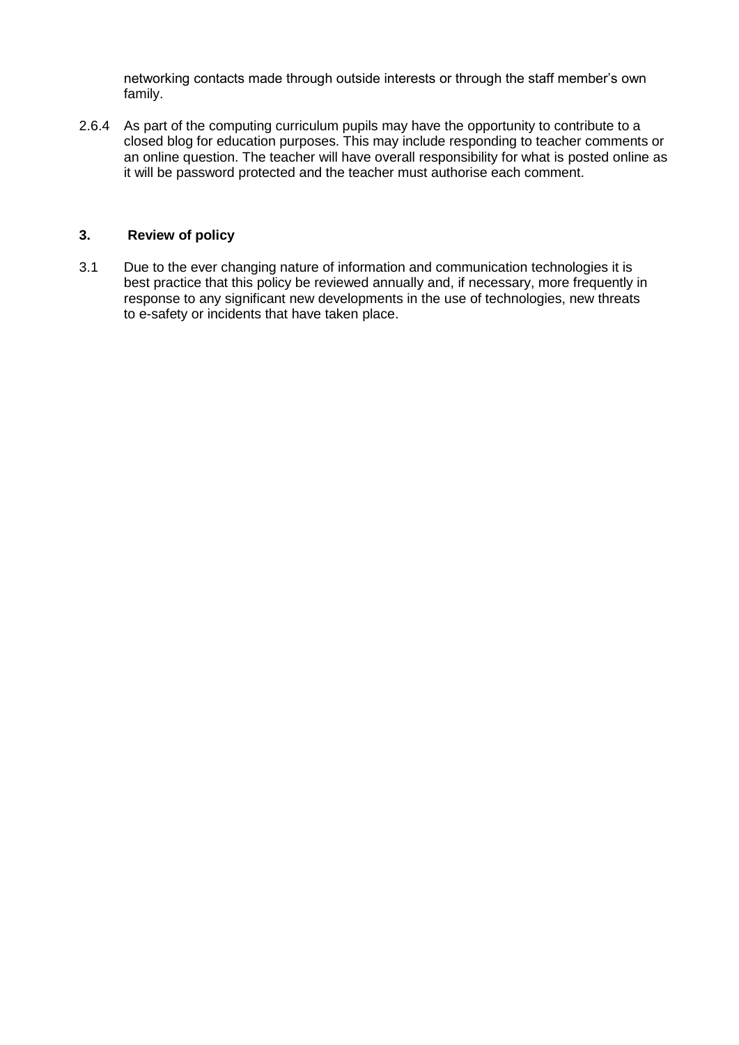networking contacts made through outside interests or through the staff member's own family.

2.6.4 As part of the computing curriculum pupils may have the opportunity to contribute to a closed blog for education purposes. This may include responding to teacher comments or an online question. The teacher will have overall responsibility for what is posted online as it will be password protected and the teacher must authorise each comment.

## 3. Review of policy

3.1 Due to the ever changing nature of information and communication technologies it is best practice that this policy be reviewed annually and, if necessary, more frequently in response to any significant new developments in the use of technologies, new threats to e-safety or incidents that have taken place.